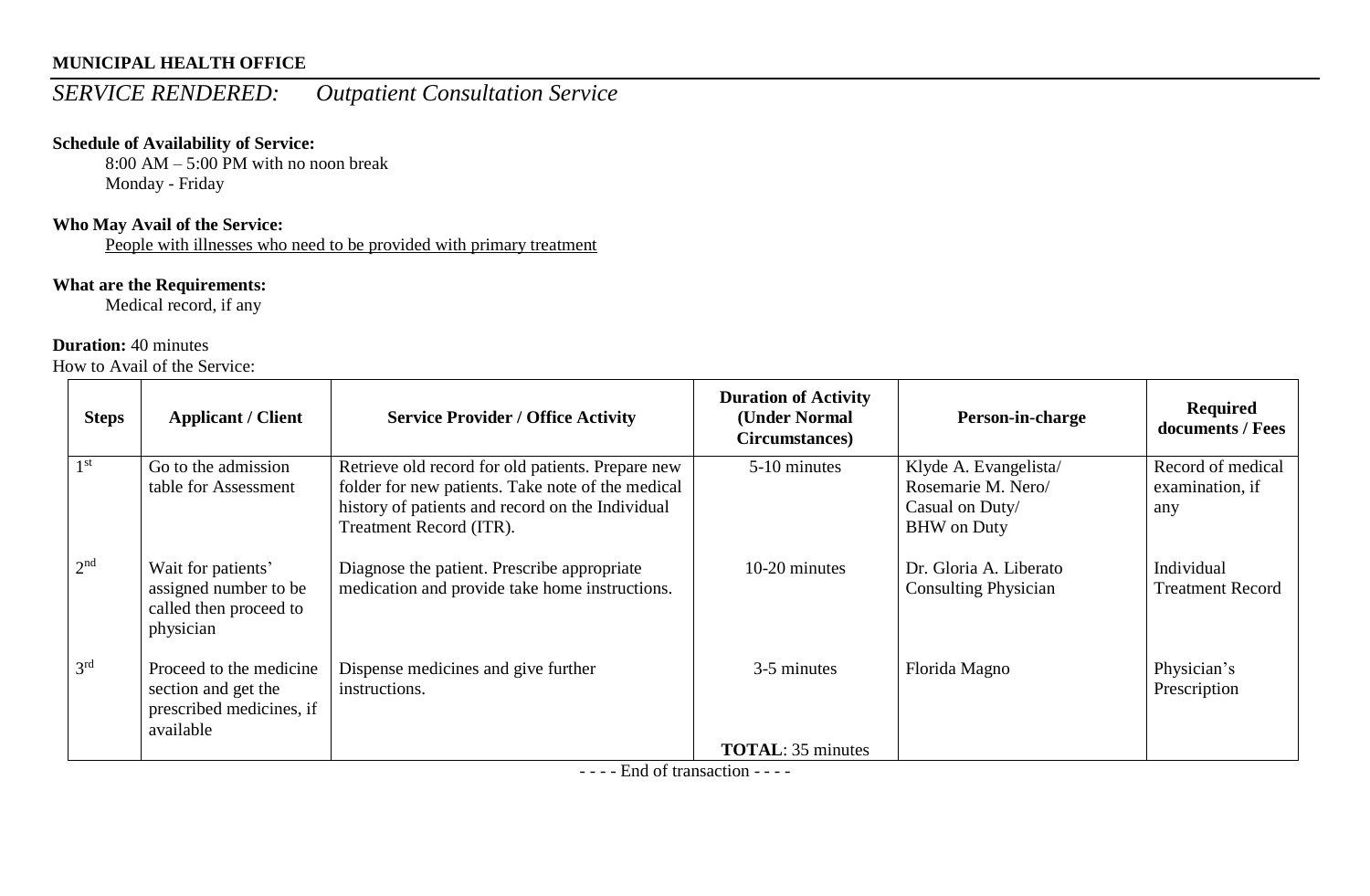**MUNICIPAL HEALTH OFFICE**

*SERVICE RENDERED:* *Outpatient Consultation Service*

**Schedule of Availability of Service:**

8:00 AM – 5:00 PM with no noon break
Monday - Friday

**Who May Avail of the Service:**

People with illnesses who need to be provided with primary treatment

**What are the Requirements:**

Medical record, if any

**Duration:** 40 minutes

How to Avail of the Service:

| Steps | Applicant / Client | Service Provider / Office Activity | Duration of Activity (Under Normal Circumstances) | Person-in-charge | Required documents / Fees |
|---|---|---|---|---|---|
| 1st | Go to the admission table for Assessment | Retrieve old record for old patients. Prepare new folder for new patients. Take note of the medical history of patients and record on the Individual Treatment Record (ITR). | 5-10 minutes | Klyde A. Evangelista/ Rosemarie M. Nero/ Casual on Duty/ BHW on Duty | Record of medical examination, if any |
| 2nd | Wait for patients' assigned number to be called then proceed to physician | Diagnose the patient. Prescribe appropriate medication and provide take home instructions. | 10-20 minutes | Dr. Gloria A. Liberato Consulting Physician | Individual Treatment Record |
| 3rd | Proceed to the medicine section and get the prescribed medicines, if available | Dispense medicines and give further instructions. | 3-5 minutes<br><br>**TOTAL**: 35 minutes | Florida Magno | Physician's Prescription |

- - - - End of transaction - - - -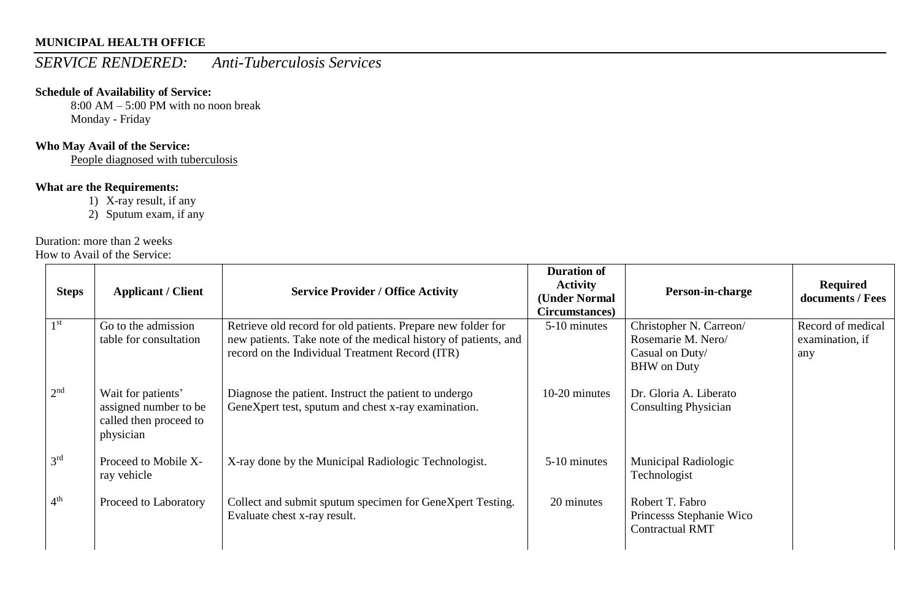**MUNICIPAL HEALTH OFFICE**

*SERVICE RENDERED:     Anti-Tuberculosis Services*

**Schedule of Availability of Service:**

8:00 AM – 5:00 PM with no noon break
Monday - Friday

**Who May Avail of the Service:**

People diagnosed with tuberculosis

**What are the Requirements:**

1) X-ray result, if any
2) Sputum exam, if any

Duration: more than 2 weeks
How to Avail of the Service:

| Steps | Applicant / Client | Service Provider / Office Activity | Duration of Activity (Under Normal Circumstances) | Person-in-charge | Required documents / Fees |
|---|---|---|---|---|---|
| 1st | Go to the admission table for consultation | Retrieve old record for old patients. Prepare new folder for new patients. Take note of the medical history of patients, and record on the Individual Treatment Record (ITR) | 5-10 minutes | Christopher N. Carreon/ Rosemarie M. Nero/ Casual on Duty/ BHW on Duty | Record of medical examination, if any |
| 2nd | Wait for patients' assigned number to be called then proceed to physician | Diagnose the patient. Instruct the patient to undergo GeneXpert test, sputum and chest x-ray examination. | 10-20 minutes | Dr. Gloria A. Liberato Consulting Physician | |
| 3rd | Proceed to Mobile X-ray vehicle | X-ray done by the Municipal Radiologic Technologist. | 5-10 minutes | Municipal Radiologic Technologist | |
| 4th | Proceed to Laboratory | Collect and submit sputum specimen for GeneXpert Testing. Evaluate chest x-ray result. | 20 minutes | Robert T. Fabro Princesss Stephanie Wico Contractual RMT | |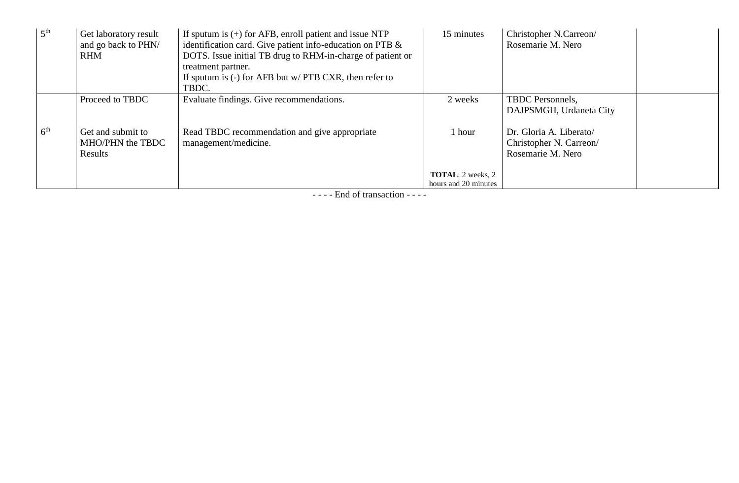| | | | | | |
|---|---|---|---|---|---|
| 5th | Get laboratory result and go back to PHN/ RHM | If sputum is (+) for AFB, enroll patient and issue NTP identification card. Give patient info-education on PTB & DOTS. Issue initial TB drug to RHM-in-charge of patient or treatment partner.<br>If sputum is (-) for AFB but w/ PTB CXR, then refer to TBDC. | 15 minutes | Christopher N.Carreon/ Rosemarie M. Nero | |
| | Proceed to TBDC | Evaluate findings. Give recommendations. | 2 weeks | TBDC Personnels, DAJPSMGH, Urdaneta City | |
| 6th | Get and submit to MHO/PHN the TBDC Results | Read TBDC recommendation and give appropriate management/medicine. | 1 hour | Dr. Gloria A. Liberato/ Christopher N. Carreon/ Rosemarie M. Nero | |
| | | | **TOTAL**: 2 weeks, 2 hours and 20 minutes | | |

- - - - End of transaction - - - -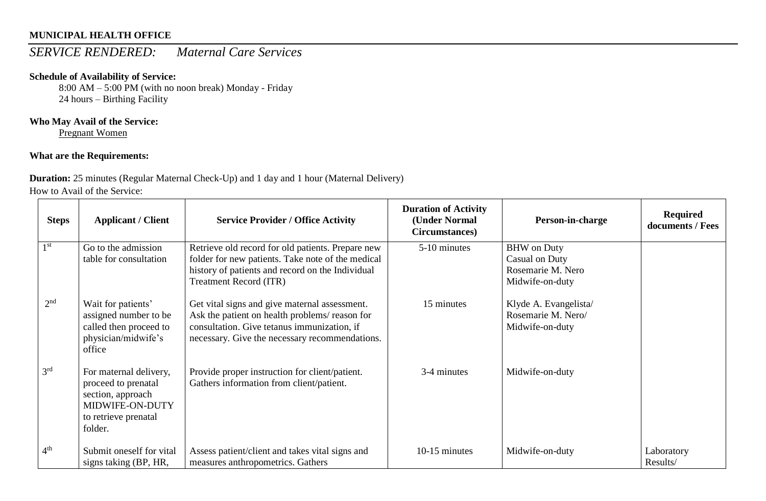**MUNICIPAL HEALTH OFFICE**

# *SERVICE RENDERED: Maternal Care Services*

**Schedule of Availability of Service:**

8:00 AM – 5:00 PM (with no noon break) Monday - Friday
24 hours – Birthing Facility

**Who May Avail of the Service:**

Pregnant Women

**What are the Requirements:**

**Duration:** 25 minutes (Regular Maternal Check-Up) and 1 day and 1 hour (Maternal Delivery)

How to Avail of the Service:

| Steps | Applicant / Client | Service Provider / Office Activity | Duration of Activity (Under Normal Circumstances) | Person-in-charge | Required documents / Fees |
|---|---|---|---|---|---|
| 1st | Go to the admission table for consultation | Retrieve old record for old patients. Prepare new folder for new patients. Take note of the medical history of patients and record on the Individual Treatment Record (ITR) | 5-10 minutes | BHW on Duty<br>Casual on Duty<br>Rosemarie M. Nero<br>Midwife-on-duty | |
| 2nd | Wait for patients' assigned number to be called then proceed to physician/midwife's office | Get vital signs and give maternal assessment. Ask the patient on health problems/ reason for consultation. Give tetanus immunization, if necessary. Give the necessary recommendations. | 15 minutes | Klyde A. Evangelista/<br>Rosemarie M. Nero/<br>Midwife-on-duty | |
| 3rd | For maternal delivery, proceed to prenatal section, approach MIDWIFE-ON-DUTY to retrieve prenatal folder. | Provide proper instruction for client/patient. Gathers information from client/patient. | 3-4 minutes | Midwife-on-duty | |
| 4th | Submit oneself for vital signs taking (BP, HR, | Assess patient/client and takes vital signs and measures anthropometrics. Gathers | 10-15 minutes | Midwife-on-duty | Laboratory Results/ |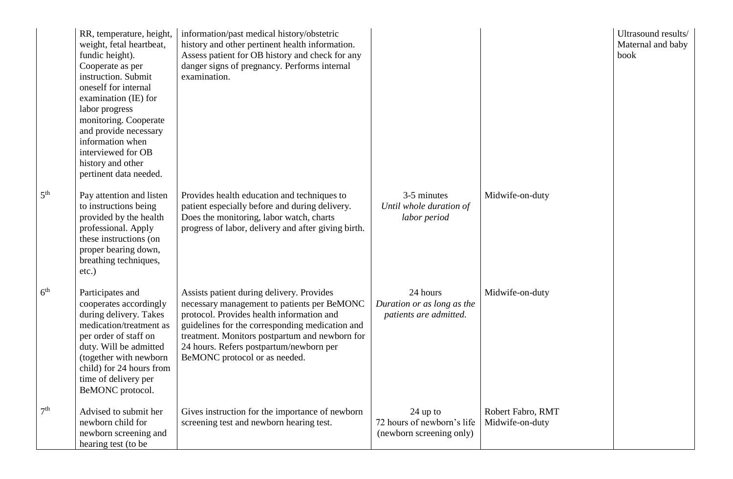| | | | | | |
|---|---|---|---|---|---|
| | RR, temperature, height, weight, fetal heartbeat, fundic height). Cooperate as per instruction. Submit oneself for internal examination (IE) for labor progress monitoring. Cooperate and provide necessary information when interviewed for OB history and other pertinent data needed. | information/past medical history/obstetric history and other pertinent health information. Assess patient for OB history and check for any danger signs of pregnancy. Performs internal examination. | | | Ultrasound results/ Maternal and baby book |
| 5th | Pay attention and listen to instructions being provided by the health professional. Apply these instructions (on proper bearing down, breathing techniques, etc.) | Provides health education and techniques to patient especially before and during delivery. Does the monitoring, labor watch, charts progress of labor, delivery and after giving birth. | 3-5 minutes *Until whole duration of labor period* | Midwife-on-duty | |
| 6th | Participates and cooperates accordingly during delivery. Takes medication/treatment as per order of staff on duty. Will be admitted (together with newborn child) for 24 hours from time of delivery per BeMONC protocol. | Assists patient during delivery. Provides necessary management to patients per BeMONC protocol. Provides health information and guidelines for the corresponding medication and treatment. Monitors postpartum and newborn for 24 hours. Refers postpartum/newborn per BeMONC protocol or as needed. | 24 hours *Duration or as long as the patients are admitted.* | Midwife-on-duty | |
| 7th | Advised to submit her newborn child for newborn screening and hearing test (to be | Gives instruction for the importance of newborn screening test and newborn hearing test. | 24 up to 72 hours of newborn's life (newborn screening only) | Robert Fabro, RMT Midwife-on-duty | |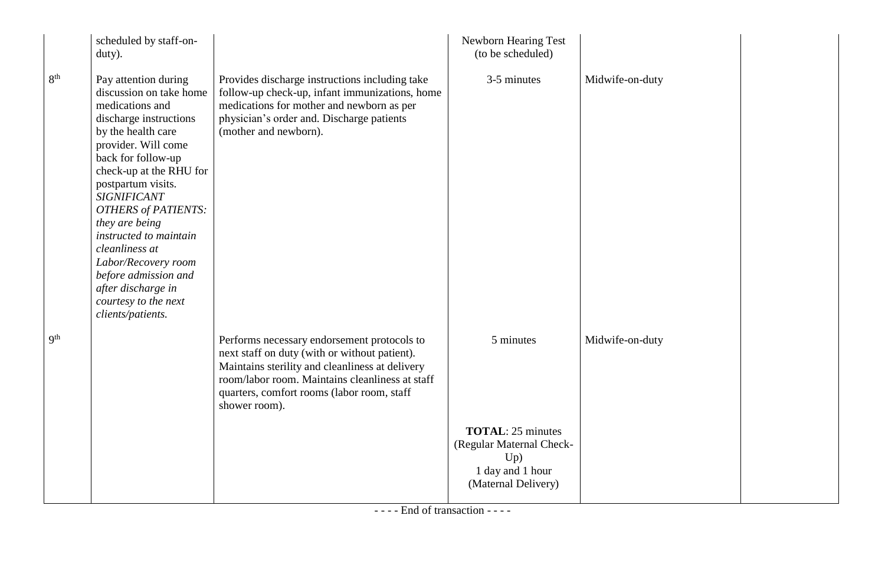| | | | | | |
|---|---|---|---|---|---|
| | scheduled by staff-on-duty). | | Newborn Hearing Test (to be scheduled) | | |
| 8th | Pay attention during discussion on take home medications and discharge instructions by the health care provider. Will come back for follow-up check-up at the RHU for postpartum visits. *SIGNIFICANT OTHERS of PATIENTS: they are being instructed to maintain cleanliness at Labor/Recovery room before admission and after discharge in courtesy to the next clients/patients.* | Provides discharge instructions including take follow-up check-up, infant immunizations, home medications for mother and newborn as per physician's order and. Discharge patients (mother and newborn). | 3-5 minutes | Midwife-on-duty | |
| 9th | | Performs necessary endorsement protocols to next staff on duty (with or without patient). Maintains sterility and cleanliness at delivery room/labor room. Maintains cleanliness at staff quarters, comfort rooms (labor room, staff shower room). | 5 minutes | Midwife-on-duty | |
| | | | **TOTAL**: 25 minutes (Regular Maternal Check-Up) 1 day and 1 hour (Maternal Delivery) | | |

- - - - End of transaction - - - -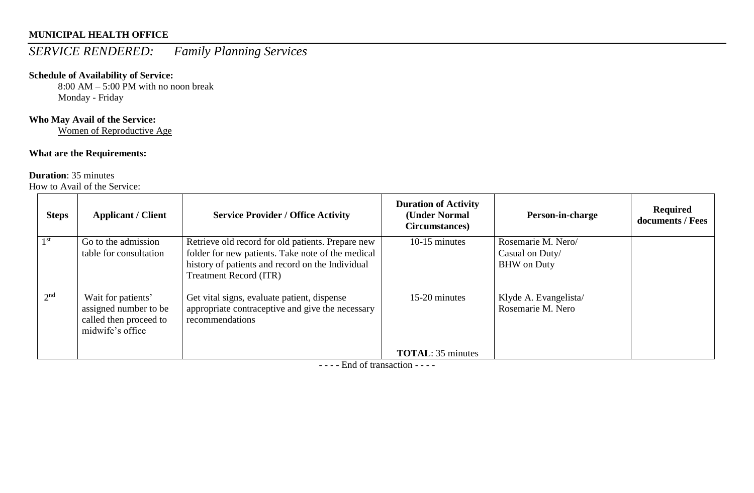**MUNICIPAL HEALTH OFFICE**

# *SERVICE RENDERED: Family Planning Services*

**Schedule of Availability of Service:**

8:00 AM – 5:00 PM with no noon break
Monday - Friday

**Who May Avail of the Service:**

Women of Reproductive Age

**What are the Requirements:**

**Duration**: 35 minutes

How to Avail of the Service:

| Steps | Applicant / Client | Service Provider / Office Activity | Duration of Activity (Under Normal Circumstances) | Person-in-charge | Required documents / Fees |
|---|---|---|---|---|---|
| 1st | Go to the admission table for consultation | Retrieve old record for old patients. Prepare new folder for new patients. Take note of the medical history of patients and record on the Individual Treatment Record (ITR) | 10-15 minutes | Rosemarie M. Nero/ Casual on Duty/ BHW on Duty | |
| 2nd | Wait for patients' assigned number to be called then proceed to midwife's office | Get vital signs, evaluate patient, dispense appropriate contraceptive and give the necessary recommendations | 15-20 minutes | Klyde A. Evangelista/ Rosemarie M. Nero | |
| | | | **TOTAL**: 35 minutes | | |

- - - - End of transaction - - - -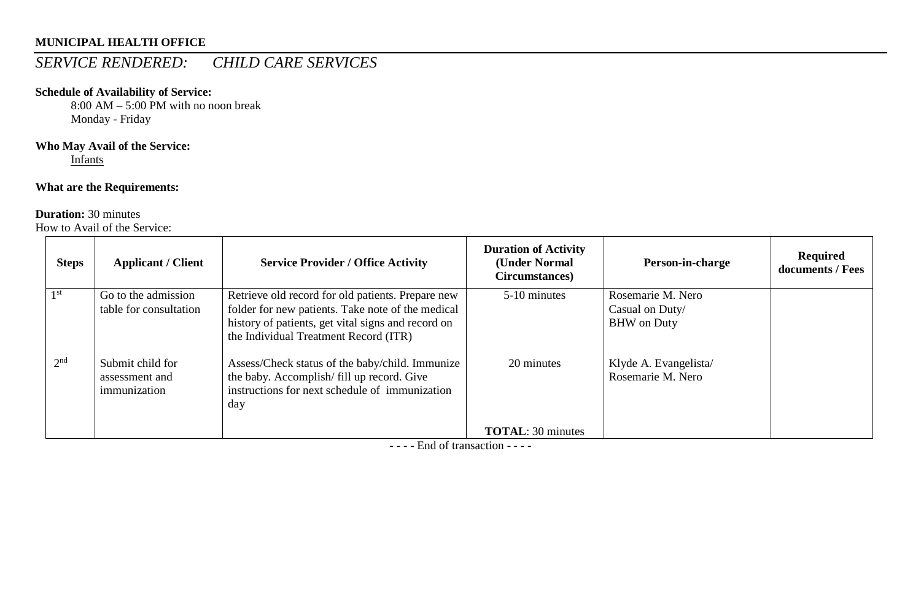**MUNICIPAL HEALTH OFFICE**

## *SERVICE RENDERED: CHILD CARE SERVICES*

**Schedule of Availability of Service:**

8:00 AM – 5:00 PM with no noon break
Monday - Friday

**Who May Avail of the Service:**

Infants

**What are the Requirements:**

**Duration:** 30 minutes

How to Avail of the Service:

| Steps | Applicant / Client | Service Provider / Office Activity | Duration of Activity (Under Normal Circumstances) | Person-in-charge | Required documents / Fees |
|---|---|---|---|---|---|
| 1st | Go to the admission table for consultation | Retrieve old record for old patients. Prepare new folder for new patients. Take note of the medical history of patients, get vital signs and record on the Individual Treatment Record (ITR) | 5-10 minutes | Rosemarie M. Nero<br>Casual on Duty/<br>BHW on Duty | |
| 2nd | Submit child for assessment and immunization | Assess/Check status of the baby/child. Immunize the baby. Accomplish/ fill up record. Give instructions for next schedule of immunization day | 20 minutes | Klyde A. Evangelista/<br>Rosemarie M. Nero | |
| | | | **TOTAL**: 30 minutes | | |

- - - - End of transaction - - - -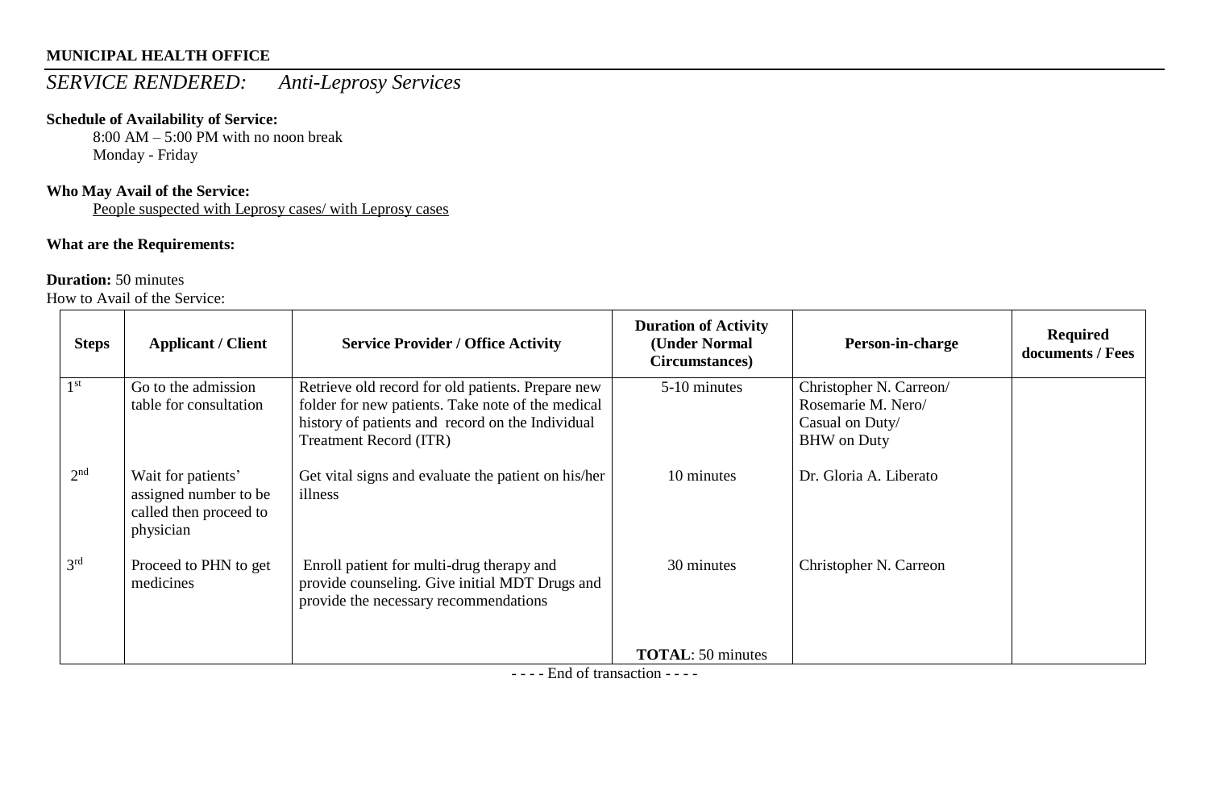**MUNICIPAL HEALTH OFFICE**

*SERVICE RENDERED: Anti-Leprosy Services*

**Schedule of Availability of Service:**

8:00 AM – 5:00 PM with no noon break
Monday - Friday

**Who May Avail of the Service:**

People suspected with Leprosy cases/ with Leprosy cases

**What are the Requirements:**

**Duration:** 50 minutes

How to Avail of the Service:

| Steps | Applicant / Client | Service Provider / Office Activity | Duration of Activity (Under Normal Circumstances) | Person-in-charge | Required documents / Fees |
|---|---|---|---|---|---|
| 1st | Go to the admission table for consultation | Retrieve old record for old patients. Prepare new folder for new patients. Take note of the medical history of patients and record on the Individual Treatment Record (ITR) | 5-10 minutes | Christopher N. Carreon/ Rosemarie M. Nero/ Casual on Duty/ BHW on Duty | |
| 2nd | Wait for patients' assigned number to be called then proceed to physician | Get vital signs and evaluate the patient on his/her illness | 10 minutes | Dr. Gloria A. Liberato | |
| 3rd | Proceed to PHN to get medicines | Enroll patient for multi-drug therapy and provide counseling. Give initial MDT Drugs and provide the necessary recommendations | 30 minutes | Christopher N. Carreon | |
| | | | **TOTAL**: 50 minutes | | |

- - - - End of transaction - - - -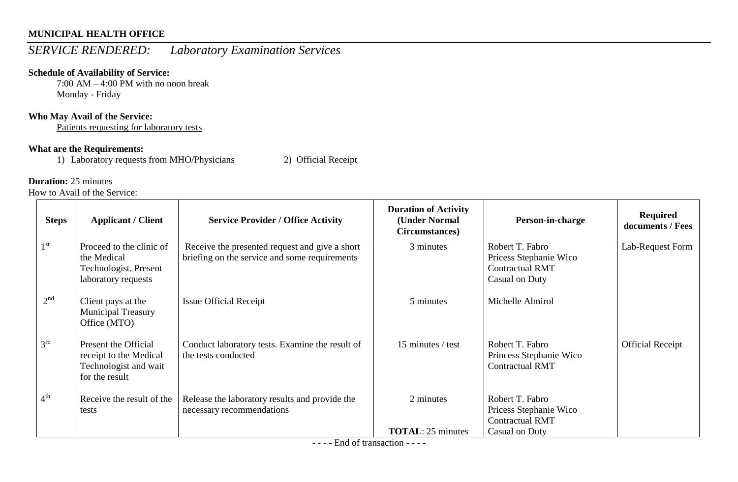**MUNICIPAL HEALTH OFFICE**

*SERVICE RENDERED: Laboratory Examination Services*

**Schedule of Availability of Service:**

7:00 AM – 4:00 PM with no noon break
Monday - Friday

**Who May Avail of the Service:**

Patients requesting for laboratory tests

**What are the Requirements:**

1) Laboratory requests from MHO/Physicians
2) Official Receipt

**Duration:** 25 minutes

How to Avail of the Service:

| Steps | Applicant / Client | Service Provider / Office Activity | Duration of Activity (Under Normal Circumstances) | Person-in-charge | Required documents / Fees |
|---|---|---|---|---|---|
| 1st | Proceed to the clinic of the Medical Technologist. Present laboratory requests | Receive the presented request and give a short briefing on the service and some requirements | 3 minutes | Robert T. Fabro<br>Pricess Stephanie Wico<br>Contractual RMT<br>Casual on Duty | Lab-Request Form |
| 2nd | Client pays at the Municipal Treasury Office (MTO) | Issue Official Receipt | 5 minutes | Michelle Almirol | |
| 3rd | Present the Official receipt to the Medical Technologist and wait for the result | Conduct laboratory tests. Examine the result of the tests conducted | 15 minutes / test | Robert T. Fabro<br>Princess Stephanie Wico<br>Contractual RMT | Official Receipt |
| 4th | Receive the result of the tests | Release the laboratory results and provide the necessary recommendations | 2 minutes<br><br>**TOTAL**: 25 minutes | Robert T. Fabro<br>Pricess Stephanie Wico<br>Contractual RMT<br>Casual on Duty | |

- - - - End of transaction - - - -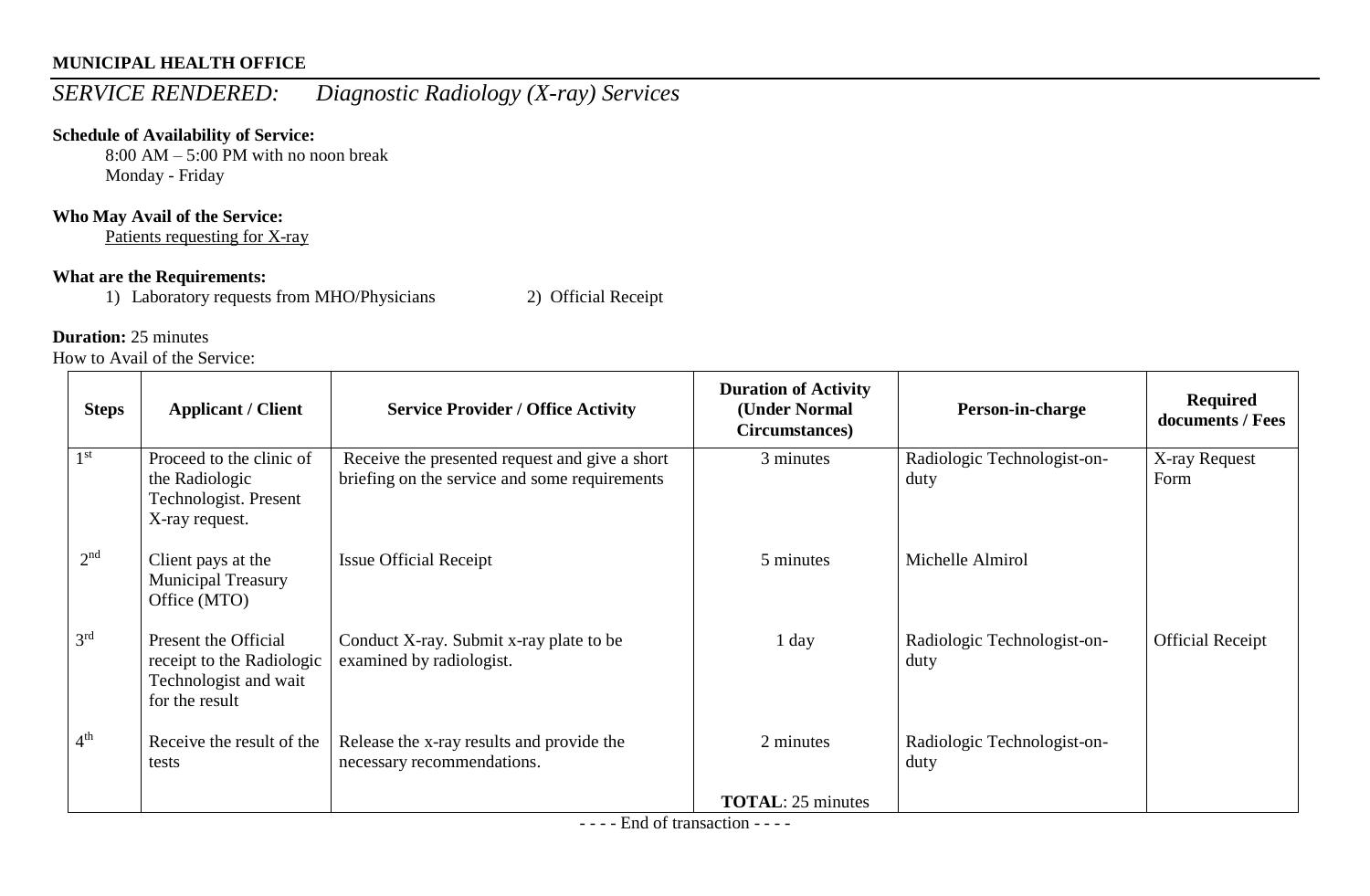**MUNICIPAL HEALTH OFFICE**

## *SERVICE RENDERED: Diagnostic Radiology (X-ray) Services*

**Schedule of Availability of Service:**

8:00 AM – 5:00 PM with no noon break
Monday - Friday

**Who May Avail of the Service:**

Patients requesting for X-ray

**What are the Requirements:**

1) Laboratory requests from MHO/Physicians
2) Official Receipt

**Duration:** 25 minutes

How to Avail of the Service:

| Steps | Applicant / Client | Service Provider / Office Activity | Duration of Activity (Under Normal Circumstances) | Person-in-charge | Required documents / Fees |
|---|---|---|---|---|---|
| 1st | Proceed to the clinic of the Radiologic Technologist. Present X-ray request. | Receive the presented request and give a short briefing on the service and some requirements | 3 minutes | Radiologic Technologist-on-duty | X-ray Request Form |
| 2nd | Client pays at the Municipal Treasury Office (MTO) | Issue Official Receipt | 5 minutes | Michelle Almirol | |
| 3rd | Present the Official receipt to the Radiologic Technologist and wait for the result | Conduct X-ray. Submit x-ray plate to be examined by radiologist. | 1 day | Radiologic Technologist-on-duty | Official Receipt |
| 4th | Receive the result of the tests | Release the x-ray results and provide the necessary recommendations. | 2 minutes | Radiologic Technologist-on-duty | |
| | | | **TOTAL**: 25 minutes | | |

- - - - End of transaction - - - -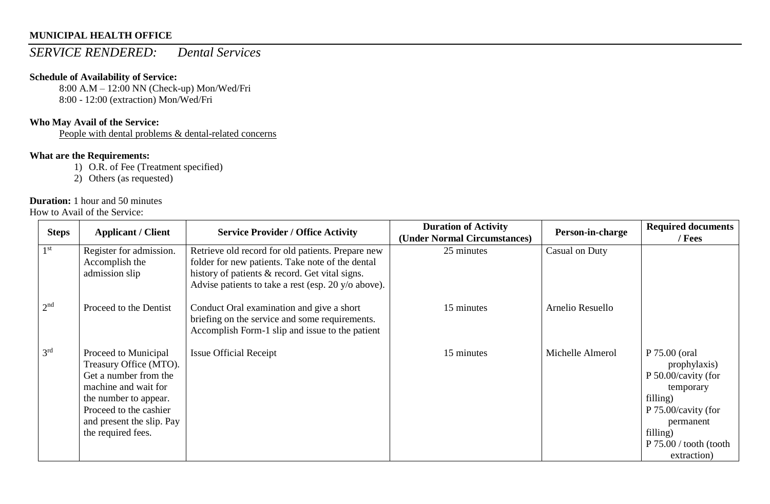**MUNICIPAL HEALTH OFFICE**

## *SERVICE RENDERED: Dental Services*

**Schedule of Availability of Service:**

8:00 A.M – 12:00 NN (Check-up) Mon/Wed/Fri
8:00 - 12:00 (extraction) Mon/Wed/Fri

**Who May Avail of the Service:**

People with dental problems & dental-related concerns

**What are the Requirements:**

1) O.R. of Fee (Treatment specified)
2) Others (as requested)

**Duration:** 1 hour and 50 minutes

How to Avail of the Service:

| Steps | Applicant / Client | Service Provider / Office Activity | Duration of Activity (Under Normal Circumstances) | Person-in-charge | Required documents / Fees |
|---|---|---|---|---|---|
| 1st | Register for admission. Accomplish the admission slip | Retrieve old record for old patients. Prepare new folder for new patients. Take note of the dental history of patients & record. Get vital signs. Advise patients to take a rest (esp. 20 y/o above). | 25 minutes | Casual on Duty | |
| 2nd | Proceed to the Dentist | Conduct Oral examination and give a short briefing on the service and some requirements. Accomplish Form-1 slip and issue to the patient | 15 minutes | Arnelio Resuello | |
| 3rd | Proceed to Municipal Treasury Office (MTO). Get a number from the machine and wait for the number to appear. Proceed to the cashier and present the slip. Pay the required fees. | Issue Official Receipt | 15 minutes | Michelle Almerol | P 75.00 (oral prophylaxis)<br>P 50.00/cavity (for temporary filling)<br>P 75.00/cavity (for permanent filling)<br>P 75.00 / tooth (tooth extraction) |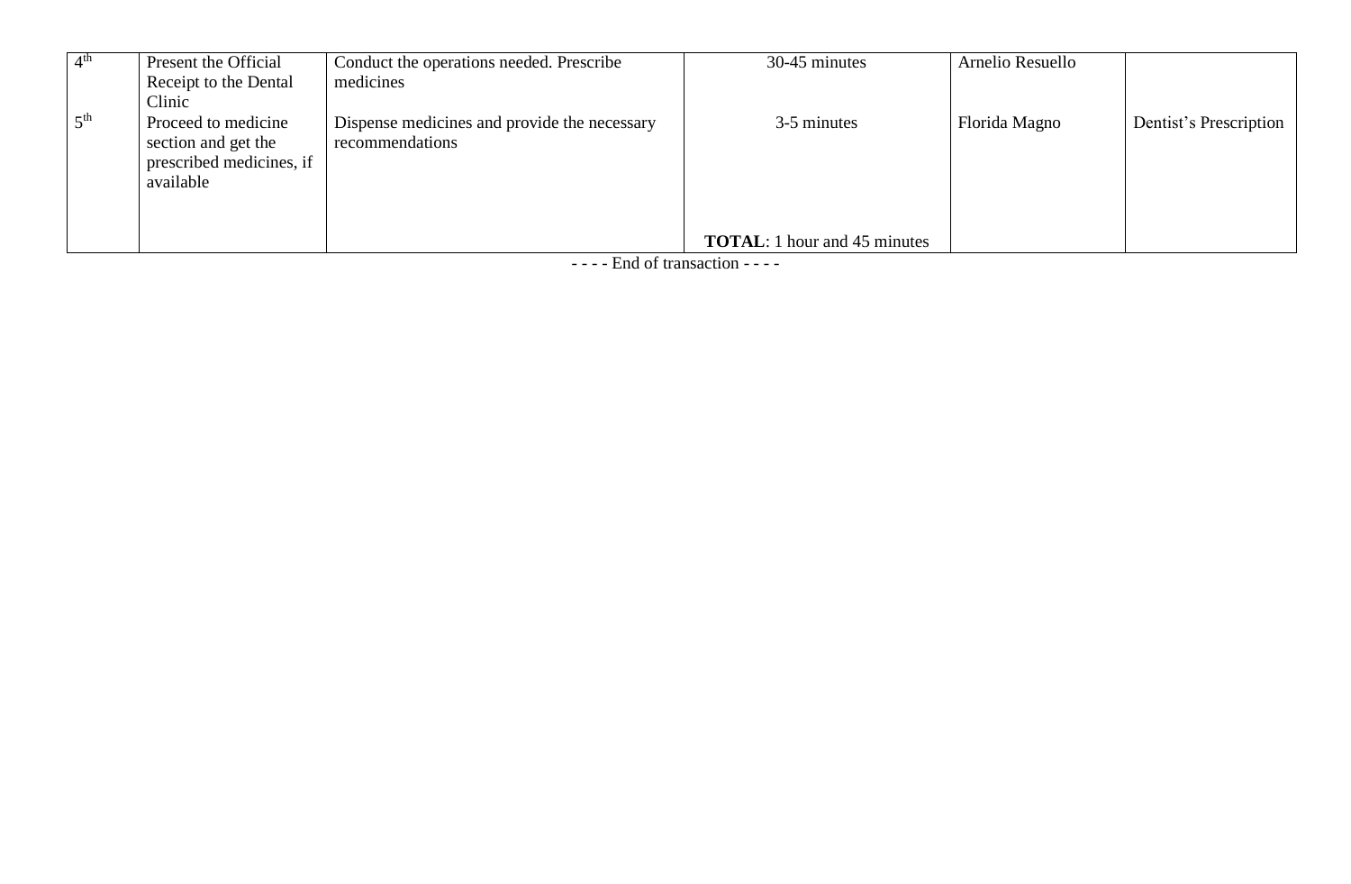| | | | | | |
|---|---|---|---|---|---|
| 4th | Present the Official Receipt to the Dental Clinic | Conduct the operations needed. Prescribe medicines | 30-45 minutes | Arnelio Resuello | |
| 5th | Proceed to medicine section and get the prescribed medicines, if available | Dispense medicines and provide the necessary recommendations | 3-5 minutes | Florida Magno | Dentist's Prescription |
| | | | **TOTAL**: 1 hour and 45 minutes | | |

- - - - End of transaction - - - -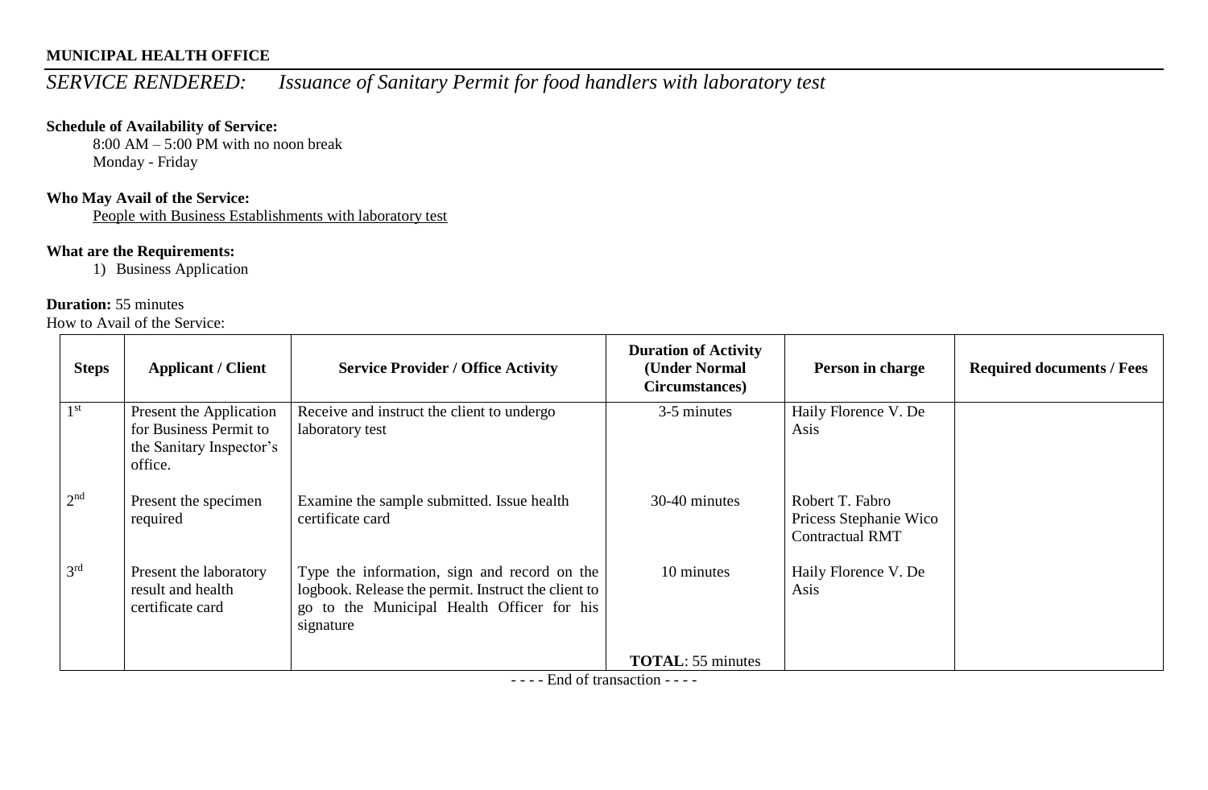**MUNICIPAL HEALTH OFFICE**

*SERVICE RENDERED:* *Issuance of Sanitary Permit for food handlers with laboratory test*

**Schedule of Availability of Service:**

8:00 AM – 5:00 PM with no noon break
Monday - Friday

**Who May Avail of the Service:**

People with Business Establishments with laboratory test

**What are the Requirements:**

1) Business Application

**Duration:** 55 minutes

How to Avail of the Service:

| Steps | Applicant / Client | Service Provider / Office Activity | Duration of Activity (Under Normal Circumstances) | Person in charge | Required documents / Fees |
|---|---|---|---|---|---|
| 1st | Present the Application for Business Permit to the Sanitary Inspector's office. | Receive and instruct the client to undergo laboratory test | 3-5 minutes | Haily Florence V. De Asis | |
| 2nd | Present the specimen required | Examine the sample submitted. Issue health certificate card | 30-40 minutes | Robert T. Fabro<br>Pricess Stephanie Wico<br>Contractual RMT | |
| 3rd | Present the laboratory result and health certificate card | Type the information, sign and record on the logbook. Release the permit. Instruct the client to go to the Municipal Health Officer for his signature | 10 minutes | Haily Florence V. De Asis | |
| | | | **TOTAL**: 55 minutes | | |

- - - - End of transaction - - - -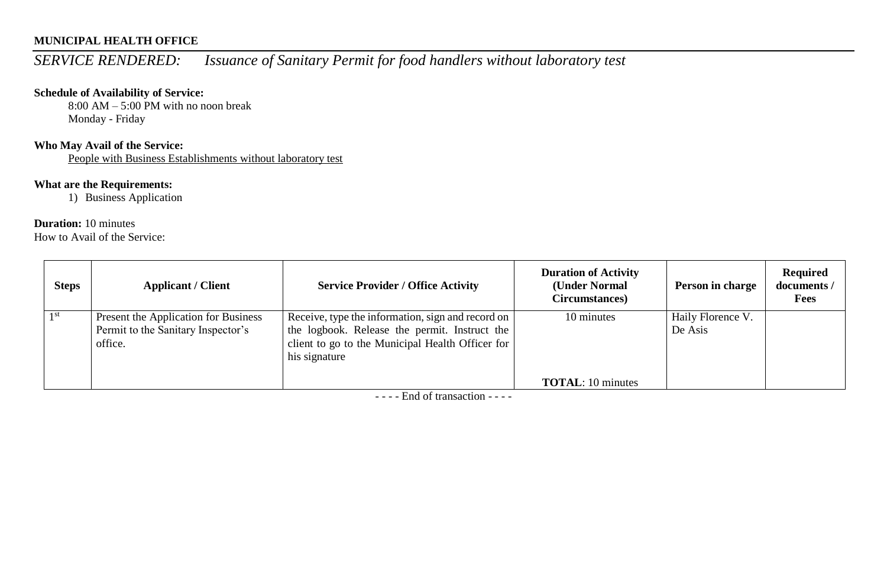**MUNICIPAL HEALTH OFFICE**

*SERVICE RENDERED: Issuance of Sanitary Permit for food handlers without laboratory test*

**Schedule of Availability of Service:**

8:00 AM – 5:00 PM with no noon break
Monday - Friday

**Who May Avail of the Service:**

People with Business Establishments without laboratory test

**What are the Requirements:**

1) Business Application

**Duration:** 10 minutes

How to Avail of the Service:

| Steps | Applicant / Client | Service Provider / Office Activity | Duration of Activity (Under Normal Circumstances) | Person in charge | Required documents / Fees |
|---|---|---|---|---|---|
| 1st | Present the Application for Business Permit to the Sanitary Inspector's office. | Receive, type the information, sign and record on the logbook. Release the permit. Instruct the client to go to the Municipal Health Officer for his signature | 10 minutes<br><br>**TOTAL**: 10 minutes | Haily Florence V. De Asis | |

- - - - End of transaction - - - -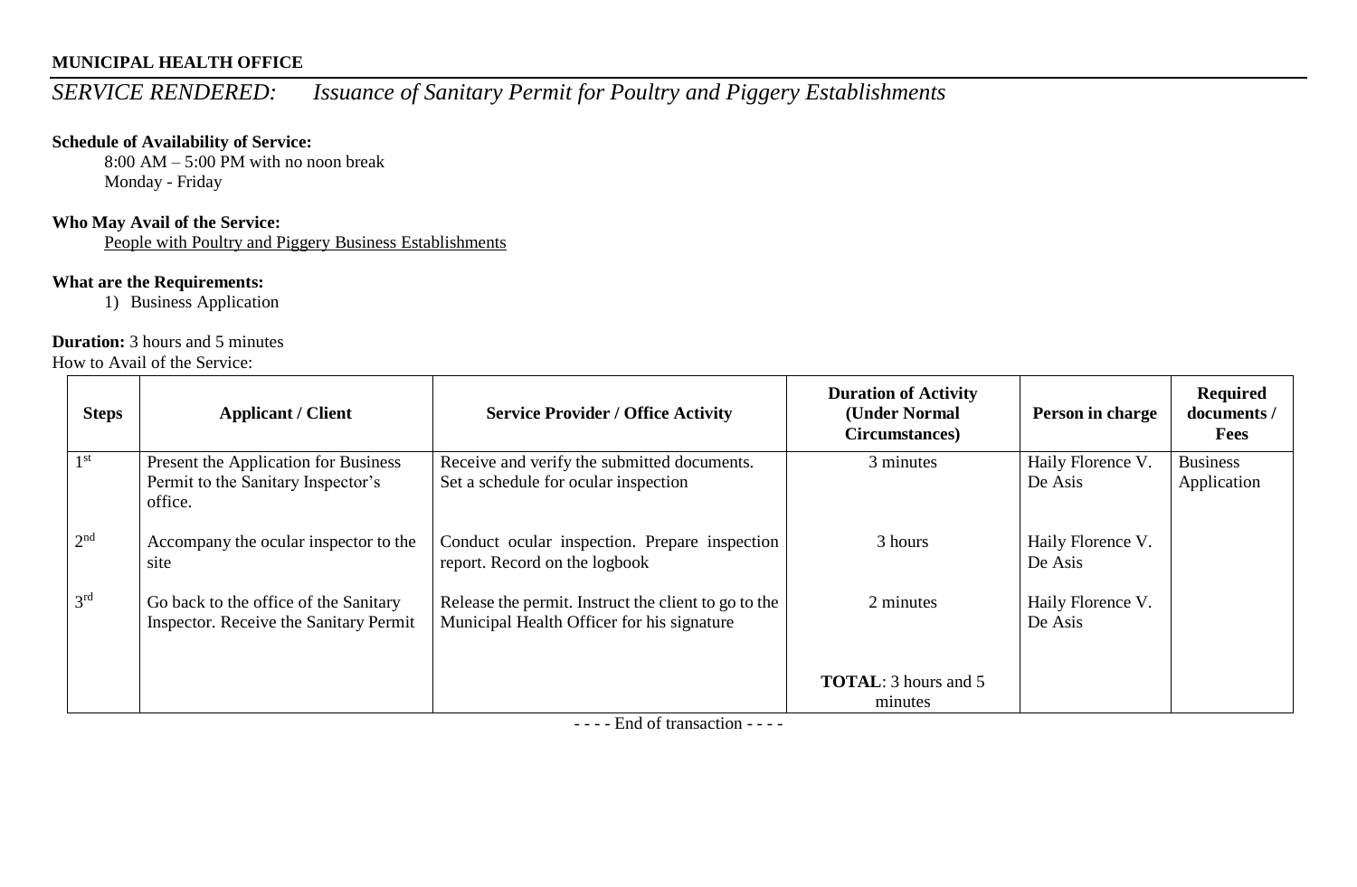**MUNICIPAL HEALTH OFFICE**

*SERVICE RENDERED: Issuance of Sanitary Permit for Poultry and Piggery Establishments*

**Schedule of Availability of Service:**

8:00 AM – 5:00 PM with no noon break
Monday - Friday

**Who May Avail of the Service:**

People with Poultry and Piggery Business Establishments

**What are the Requirements:**

1) Business Application

**Duration:** 3 hours and 5 minutes

How to Avail of the Service:

| Steps | Applicant / Client | Service Provider / Office Activity | Duration of Activity (Under Normal Circumstances) | Person in charge | Required documents / Fees |
|---|---|---|---|---|---|
| 1st | Present the Application for Business Permit to the Sanitary Inspector's office. | Receive and verify the submitted documents. Set a schedule for ocular inspection | 3 minutes | Haily Florence V. De Asis | Business Application |
| 2nd | Accompany the ocular inspector to the site | Conduct ocular inspection. Prepare inspection report. Record on the logbook | 3 hours | Haily Florence V. De Asis | |
| 3rd | Go back to the office of the Sanitary Inspector. Receive the Sanitary Permit | Release the permit. Instruct the client to go to the Municipal Health Officer for his signature | 2 minutes | Haily Florence V. De Asis | |
| | | | **TOTAL**: 3 hours and 5 minutes | | |

- - - - End of transaction - - - -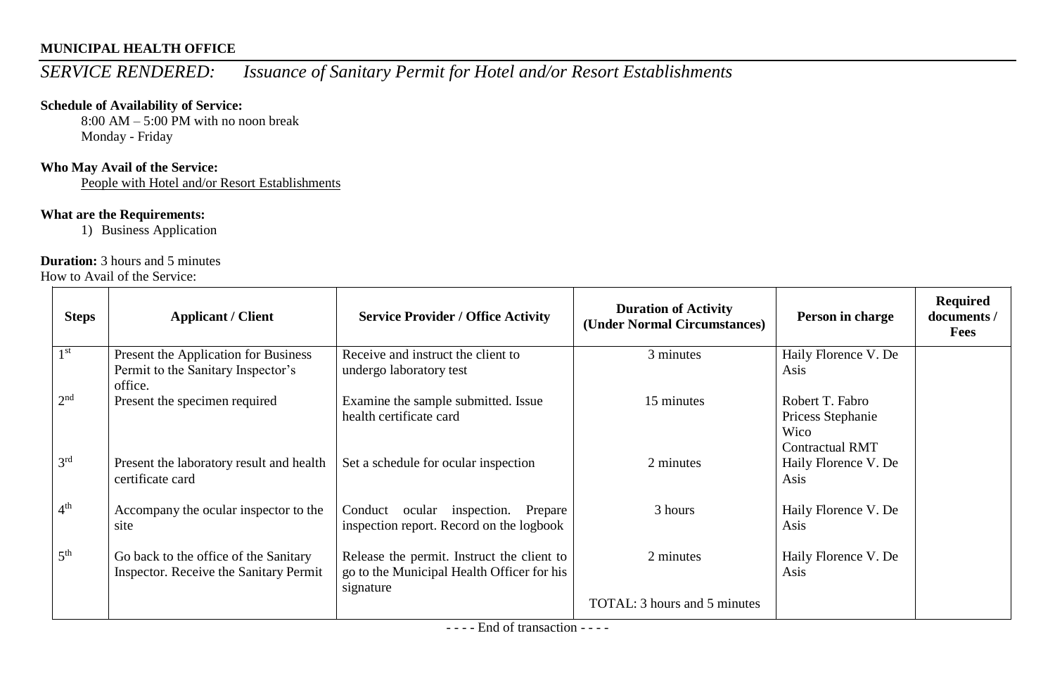**MUNICIPAL HEALTH OFFICE**

*SERVICE RENDERED: Issuance of Sanitary Permit for Hotel and/or Resort Establishments*

**Schedule of Availability of Service:**

8:00 AM – 5:00 PM with no noon break
Monday - Friday

**Who May Avail of the Service:**

People with Hotel and/or Resort Establishments

**What are the Requirements:**

1) Business Application

**Duration:** 3 hours and 5 minutes

How to Avail of the Service:

| Steps | Applicant / Client | Service Provider / Office Activity | Duration of Activity (Under Normal Circumstances) | Person in charge | Required documents / Fees |
|---|---|---|---|---|---|
| 1st | Present the Application for Business Permit to the Sanitary Inspector's office. | Receive and instruct the client to undergo laboratory test | 3 minutes | Haily Florence V. De Asis | |
| 2nd | Present the specimen required | Examine the sample submitted. Issue health certificate card | 15 minutes | Robert T. Fabro<br>Pricess Stephanie Wico<br>Contractual RMT | |
| 3rd | Present the laboratory result and health certificate card | Set a schedule for ocular inspection | 2 minutes | Haily Florence V. De Asis | |
| 4th | Accompany the ocular inspector to the site | Conduct ocular inspection. Prepare inspection report. Record on the logbook | 3 hours | Haily Florence V. De Asis | |
| 5th | Go back to the office of the Sanitary Inspector. Receive the Sanitary Permit | Release the permit. Instruct the client to go to the Municipal Health Officer for his signature | 2 minutes | Haily Florence V. De Asis | |
| | | | TOTAL: 3 hours and 5 minutes | | |

- - - - End of transaction - - - -